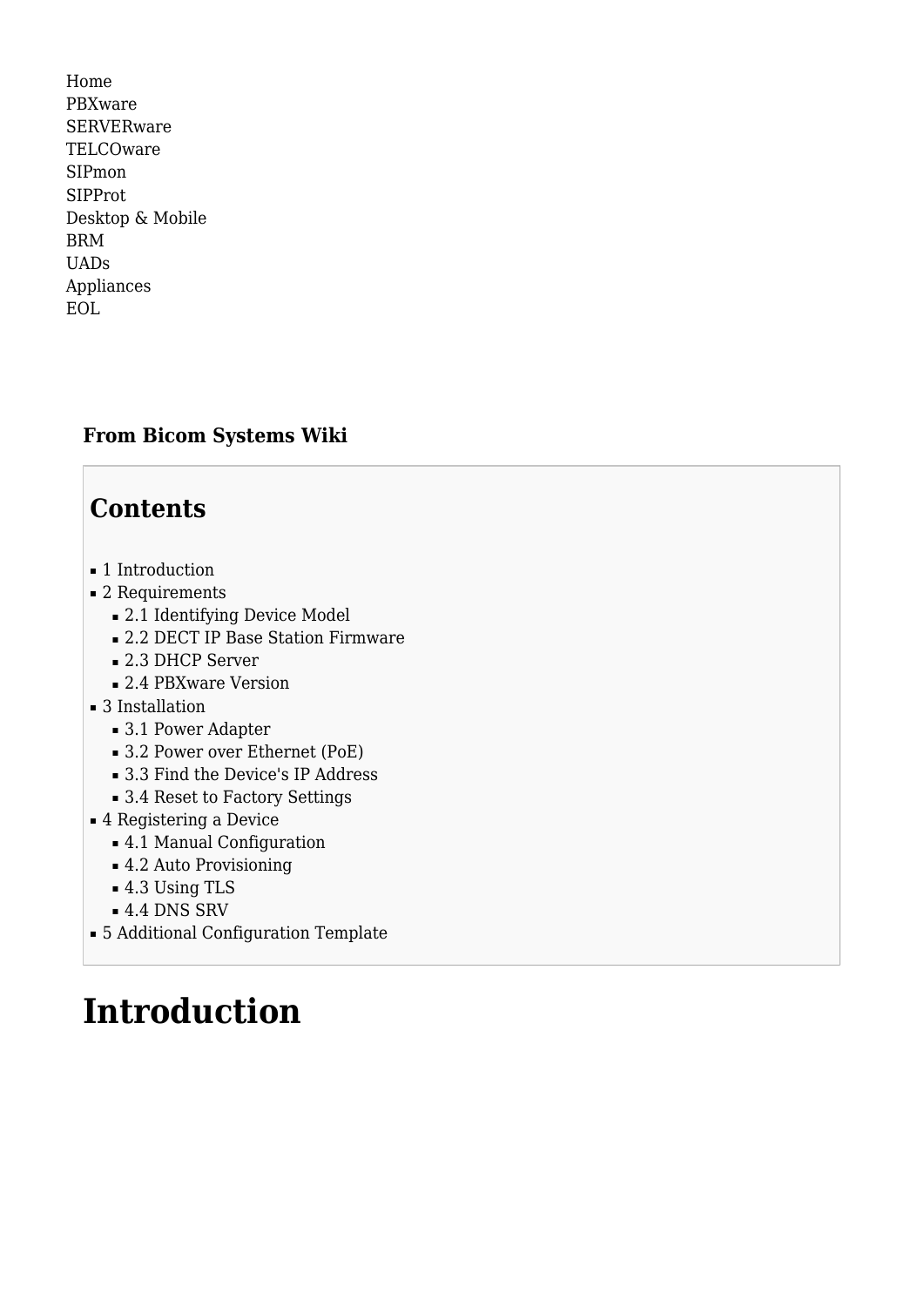Home
PBXware
SERVERware
TELCOware
SIPmon
SIPProt
Desktop & Mobile
BRM
UADs
Appliances
EOL

**From Bicom Systems Wiki**

## Contents

- 1 Introduction
- 2 Requirements
  - 2.1 Identifying Device Model
  - 2.2 DECT IP Base Station Firmware
  - 2.3 DHCP Server
  - 2.4 PBXware Version
- 3 Installation
  - 3.1 Power Adapter
  - 3.2 Power over Ethernet (PoE)
  - 3.3 Find the Device's IP Address
  - 3.4 Reset to Factory Settings
- 4 Registering a Device
  - 4.1 Manual Configuration
  - 4.2 Auto Provisioning
  - 4.3 Using TLS
  - 4.4 DNS SRV
- 5 Additional Configuration Template

# Introduction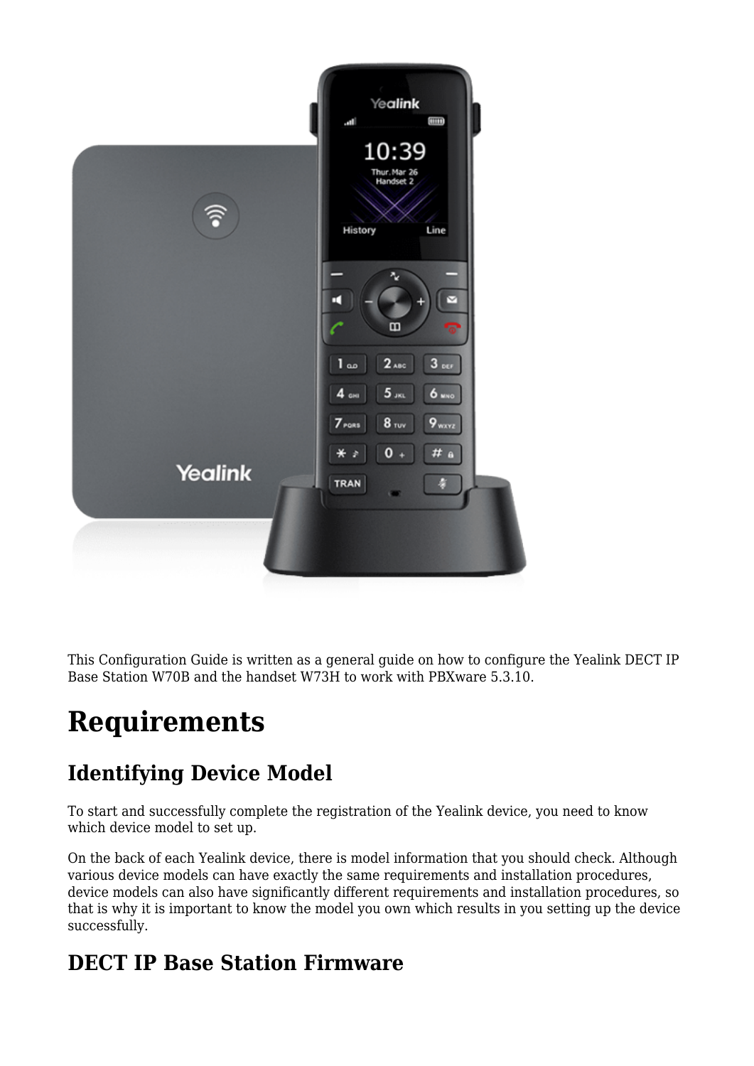This Configuration Guide is written as a general guide on how to configure the Yealink DECT IP Base Station W70B and the handset W73H to work with PBXware 5.3.10.

# Requirements

## Identifying Device Model

To start and successfully complete the registration of the Yealink device, you need to know which device model to set up.

On the back of each Yealink device, there is model information that you should check. Although various device models can have exactly the same requirements and installation procedures, device models can also have significantly different requirements and installation procedures, so that is why it is important to know the model you own which results in you setting up the device successfully.

## DECT IP Base Station Firmware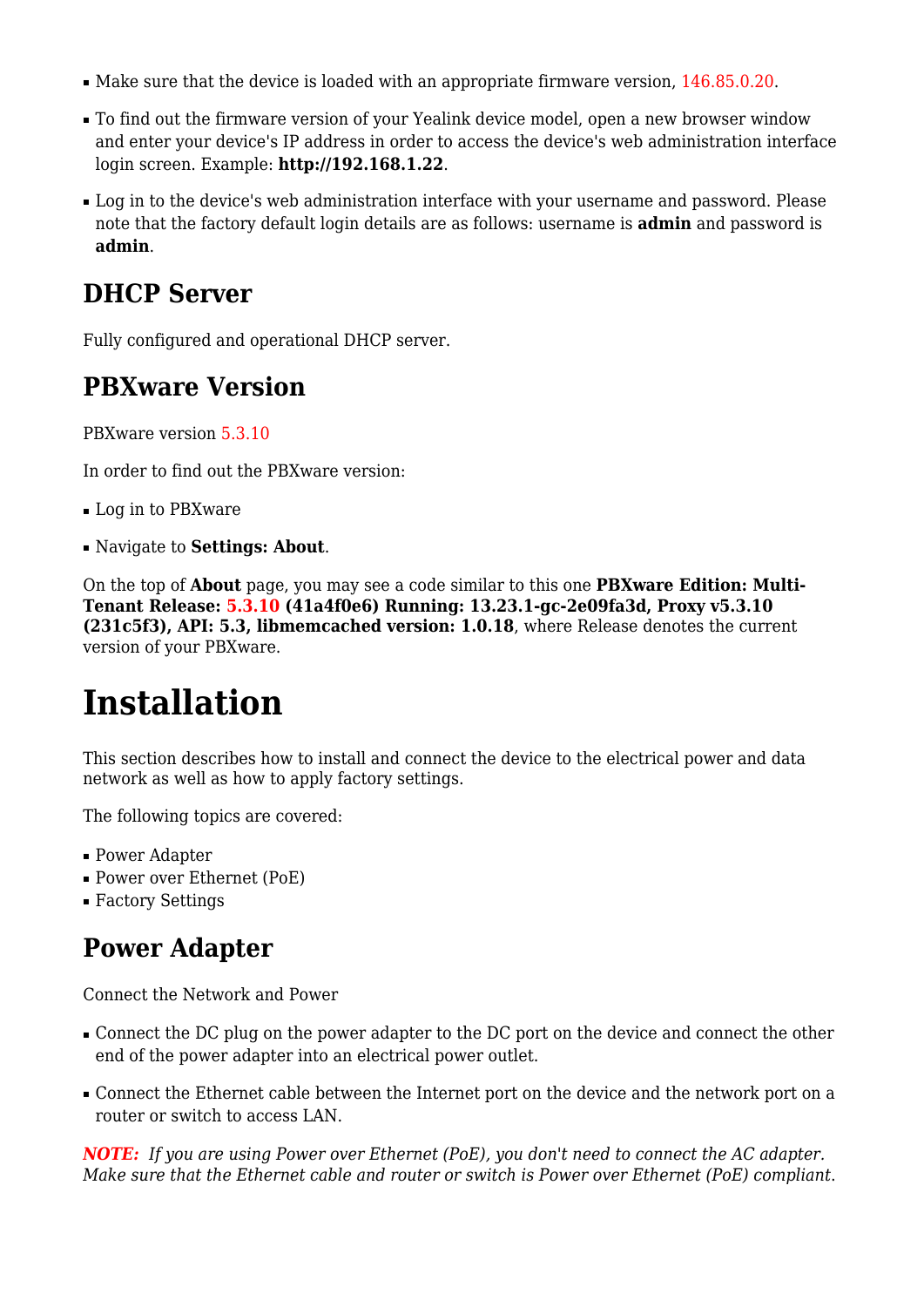- Make sure that the device is loaded with an appropriate firmware version, 146.85.0.20.
- To find out the firmware version of your Yealink device model, open a new browser window and enter your device's IP address in order to access the device's web administration interface login screen. Example: **http://192.168.1.22**.
- Log in to the device's web administration interface with your username and password. Please note that the factory default login details are as follows: username is **admin** and password is **admin**.

## DHCP Server

Fully configured and operational DHCP server.

## PBXware Version

PBXware version 5.3.10

In order to find out the PBXware version:

- Log in to PBXware
- Navigate to **Settings: About**.

On the top of **About** page, you may see a code similar to this one **PBXware Edition: Multi-Tenant Release: 5.3.10 (41a4f0e6) Running: 13.23.1-gc-2e09fa3d, Proxy v5.3.10 (231c5f3), API: 5.3, libmemcached version: 1.0.18**, where Release denotes the current version of your PBXware.

# Installation

This section describes how to install and connect the device to the electrical power and data network as well as how to apply factory settings.

The following topics are covered:

- Power Adapter
- Power over Ethernet (PoE)
- Factory Settings

## Power Adapter

Connect the Network and Power

- Connect the DC plug on the power adapter to the DC port on the device and connect the other end of the power adapter into an electrical power outlet.
- Connect the Ethernet cable between the Internet port on the device and the network port on a router or switch to access LAN.

***NOTE:*** *If you are using Power over Ethernet (PoE), you don't need to connect the AC adapter. Make sure that the Ethernet cable and router or switch is Power over Ethernet (PoE) compliant.*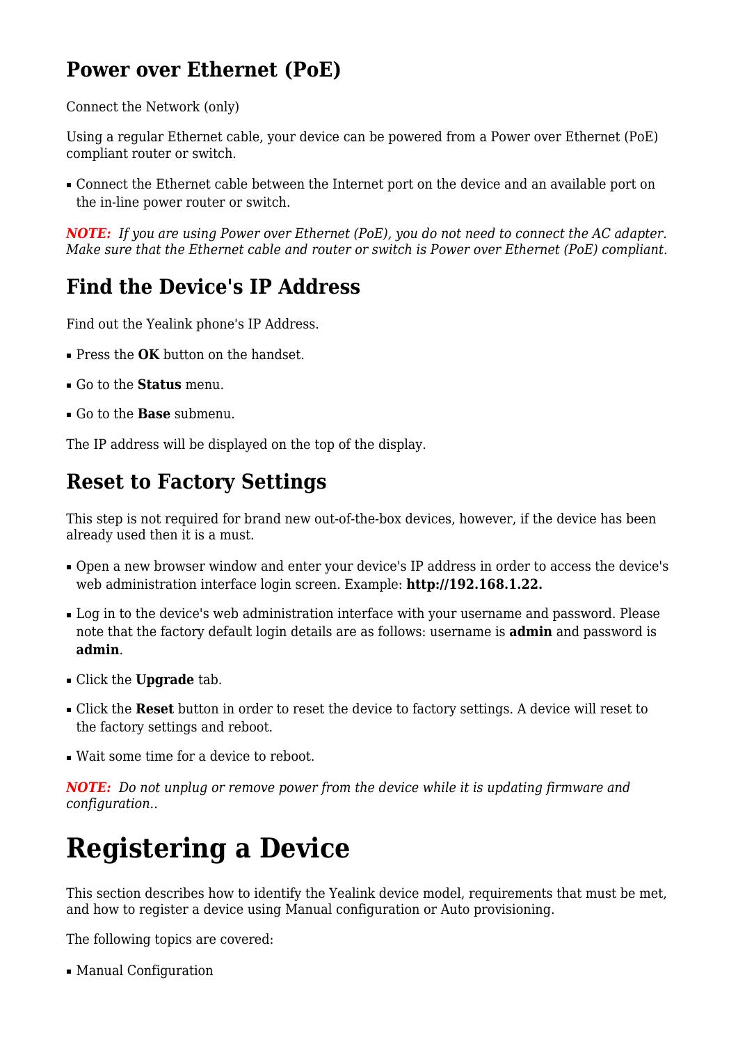## Power over Ethernet (PoE)

Connect the Network (only)

Using a regular Ethernet cable, your device can be powered from a Power over Ethernet (PoE) compliant router or switch.

- Connect the Ethernet cable between the Internet port on the device and an available port on the in-line power router or switch.

***NOTE:*** *If you are using Power over Ethernet (PoE), you do not need to connect the AC adapter. Make sure that the Ethernet cable and router or switch is Power over Ethernet (PoE) compliant.*

## Find the Device's IP Address

Find out the Yealink phone's IP Address.

- Press the **OK** button on the handset.
- Go to the **Status** menu.
- Go to the **Base** submenu.

The IP address will be displayed on the top of the display.

## Reset to Factory Settings

This step is not required for brand new out-of-the-box devices, however, if the device has been already used then it is a must.

- Open a new browser window and enter your device's IP address in order to access the device's web administration interface login screen. Example: **http://192.168.1.22.**
- Log in to the device's web administration interface with your username and password. Please note that the factory default login details are as follows: username is **admin** and password is **admin**.
- Click the **Upgrade** tab.
- Click the **Reset** button in order to reset the device to factory settings. A device will reset to the factory settings and reboot.
- Wait some time for a device to reboot.

***NOTE:*** *Do not unplug or remove power from the device while it is updating firmware and configuration..*

# Registering a Device

This section describes how to identify the Yealink device model, requirements that must be met, and how to register a device using Manual configuration or Auto provisioning.

The following topics are covered:

- Manual Configuration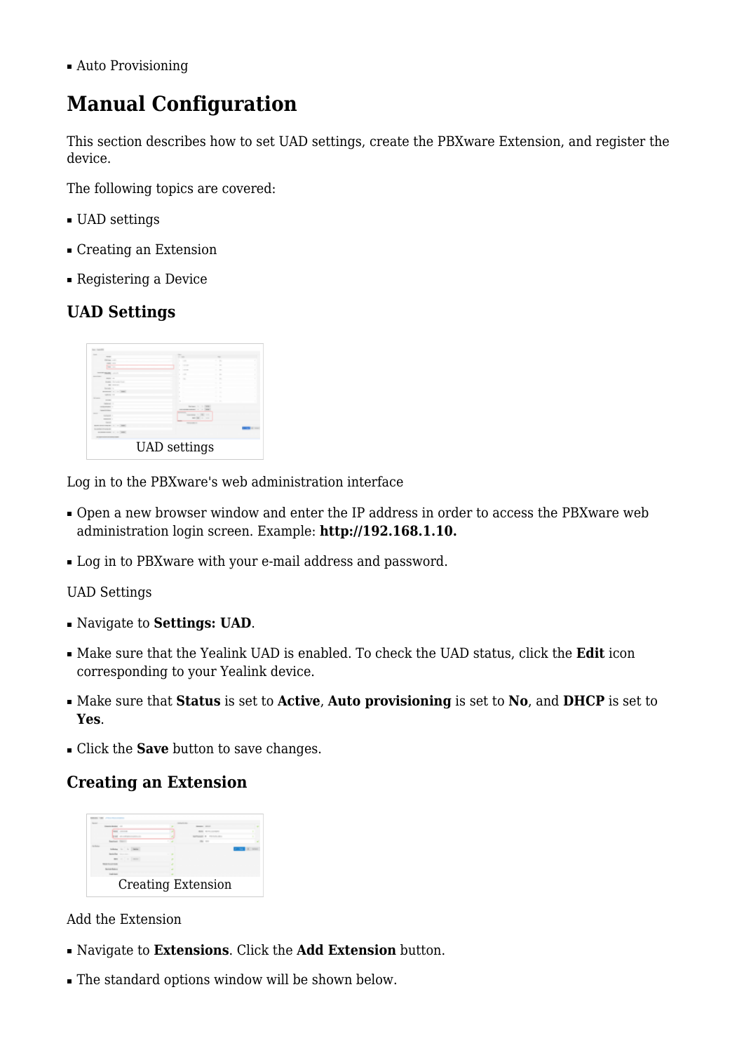- Auto Provisioning

## Manual Configuration

This section describes how to set UAD settings, create the PBXware Extension, and register the device.

The following topics are covered:

- UAD settings
- Creating an Extension
- Registering a Device

### UAD Settings

UAD settings

Log in to the PBXware's web administration interface

- Open a new browser window and enter the IP address in order to access the PBXware web administration login screen. Example: **http://192.168.1.10.**
- Log in to PBXware with your e-mail address and password.

UAD Settings

- Navigate to **Settings: UAD**.
- Make sure that the Yealink UAD is enabled. To check the UAD status, click the **Edit** icon corresponding to your Yealink device.
- Make sure that **Status** is set to **Active**, **Auto provisioning** is set to **No**, and **DHCP** is set to **Yes**.
- Click the **Save** button to save changes.

### Creating an Extension

Creating Extension

Add the Extension

- Navigate to **Extensions**. Click the **Add Extension** button.
- The standard options window will be shown below.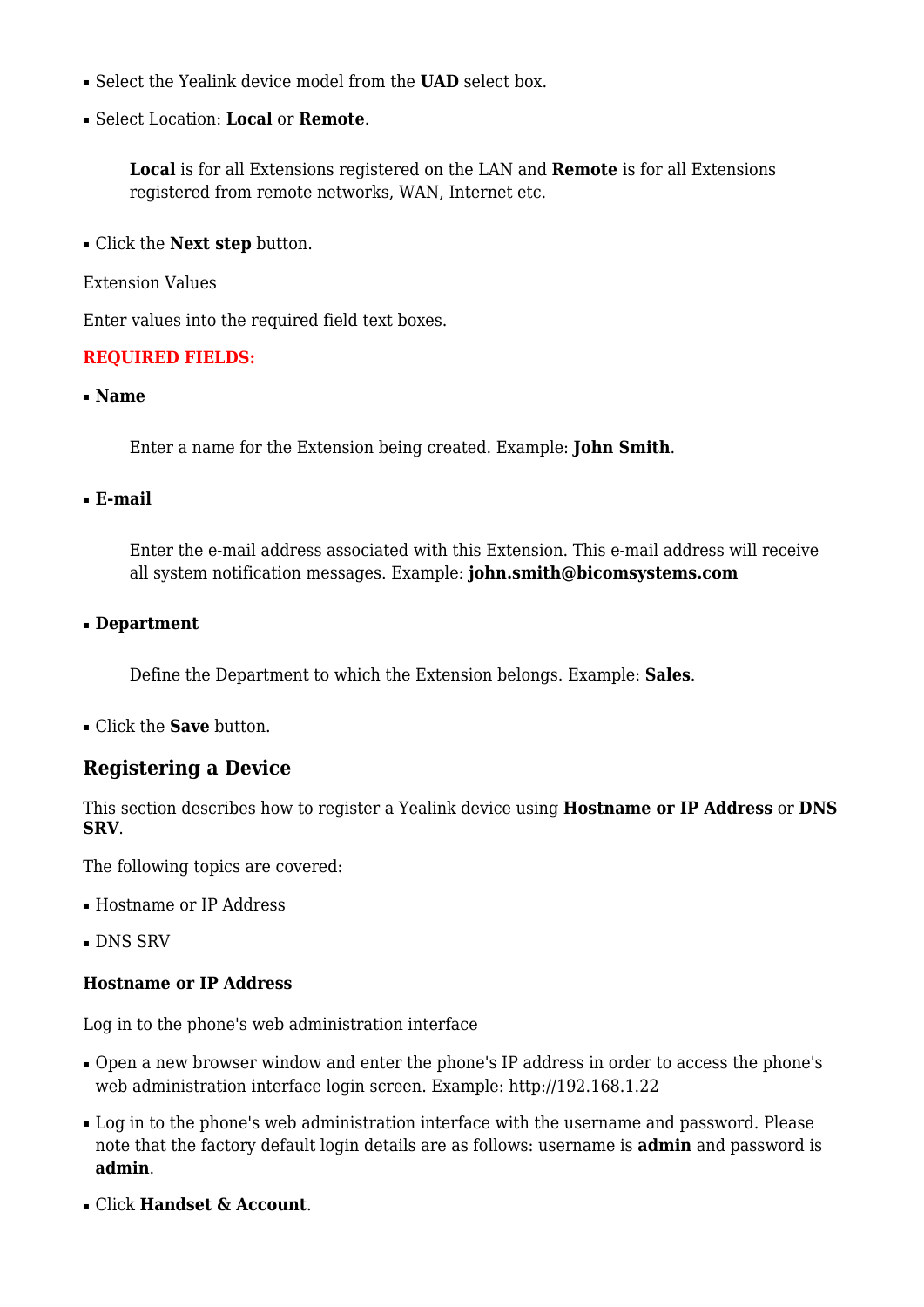- Select the Yealink device model from the **UAD** select box.
- Select Location: **Local** or **Remote**.

  **Local** is for all Extensions registered on the LAN and **Remote** is for all Extensions registered from remote networks, WAN, Internet etc.

- Click the **Next step** button.

Extension Values

Enter values into the required field text boxes.

**REQUIRED FIELDS:**

- **Name**

  Enter a name for the Extension being created. Example: **John Smith**.

- **E-mail**

  Enter the e-mail address associated with this Extension. This e-mail address will receive all system notification messages. Example: **john.smith@bicomsystems.com**

- **Department**

  Define the Department to which the Extension belongs. Example: **Sales**.

- Click the **Save** button.

## Registering a Device

This section describes how to register a Yealink device using **Hostname or IP Address** or **DNS SRV**.

The following topics are covered:

- Hostname or IP Address
- DNS SRV

### Hostname or IP Address

Log in to the phone's web administration interface

- Open a new browser window and enter the phone's IP address in order to access the phone's web administration interface login screen. Example: http://192.168.1.22
- Log in to the phone's web administration interface with the username and password. Please note that the factory default login details are as follows: username is **admin** and password is **admin**.
- Click **Handset & Account**.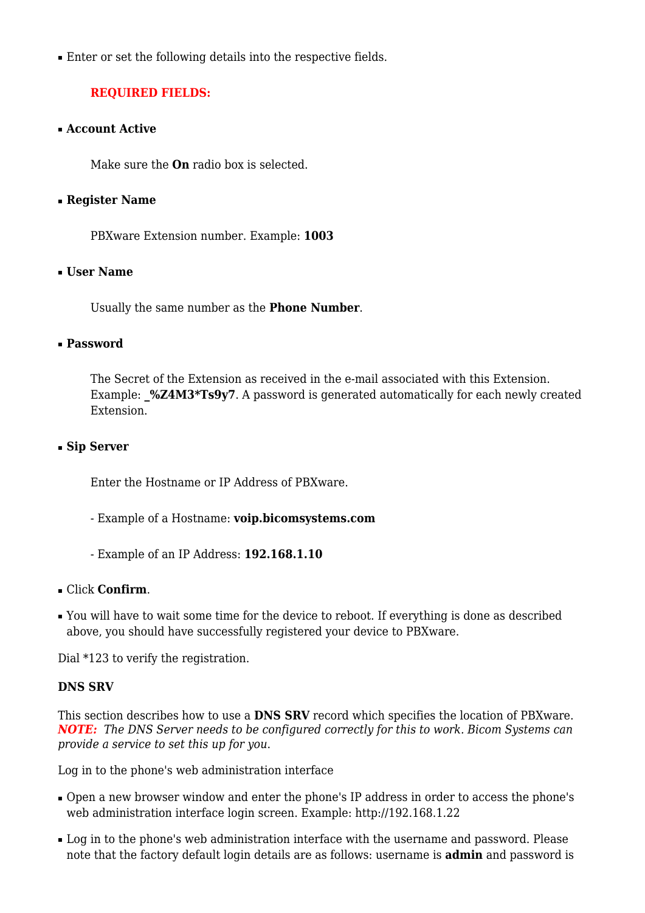- Enter or set the following details into the respective fields.

  **REQUIRED FIELDS:**

- **Account Active**

  Make sure the **On** radio box is selected.

- **Register Name**

  PBXware Extension number. Example: **1003**

- **User Name**

  Usually the same number as the **Phone Number**.

- **Password**

  The Secret of the Extension as received in the e-mail associated with this Extension. Example: **_%Z4M3*Ts9y7**. A password is generated automatically for each newly created Extension.

- **Sip Server**

  Enter the Hostname or IP Address of PBXware.

  - Example of a Hostname: **voip.bicomsystems.com**

  - Example of an IP Address: **192.168.1.10**

- Click **Confirm**.
- You will have to wait some time for the device to reboot. If everything is done as described above, you should have successfully registered your device to PBXware.

Dial *123 to verify the registration.

**DNS SRV**

This section describes how to use a **DNS SRV** record which specifies the location of PBXware. ***NOTE:*** *The DNS Server needs to be configured correctly for this to work. Bicom Systems can provide a service to set this up for you.*

Log in to the phone's web administration interface

- Open a new browser window and enter the phone's IP address in order to access the phone's web administration interface login screen. Example: http://192.168.1.22
- Log in to the phone's web administration interface with the username and password. Please note that the factory default login details are as follows: username is **admin** and password is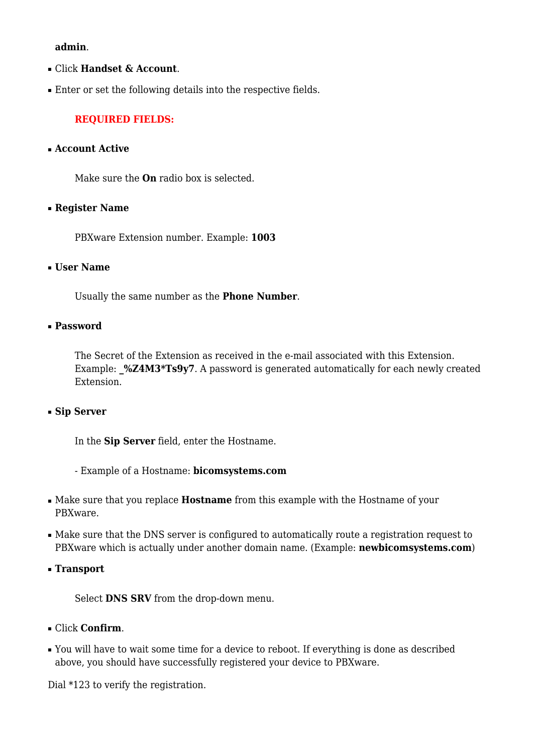**admin**.

- Click **Handset & Account**.
- Enter or set the following details into the respective fields.

  **REQUIRED FIELDS:**

- **Account Active**

  Make sure the **On** radio box is selected.

- **Register Name**

  PBXware Extension number. Example: **1003**

- **User Name**

  Usually the same number as the **Phone Number**.

- **Password**

  The Secret of the Extension as received in the e-mail associated with this Extension. Example: **_%Z4M3*Ts9y7**. A password is generated automatically for each newly created Extension.

- **Sip Server**

  In the **Sip Server** field, enter the Hostname.

  - Example of a Hostname: **bicomsystems.com**

- Make sure that you replace **Hostname** from this example with the Hostname of your PBXware.
- Make sure that the DNS server is configured to automatically route a registration request to PBXware which is actually under another domain name. (Example: **newbicomsystems.com**)
- **Transport**

  Select **DNS SRV** from the drop-down menu.

- Click **Confirm**.
- You will have to wait some time for a device to reboot. If everything is done as described above, you should have successfully registered your device to PBXware.

Dial *123 to verify the registration.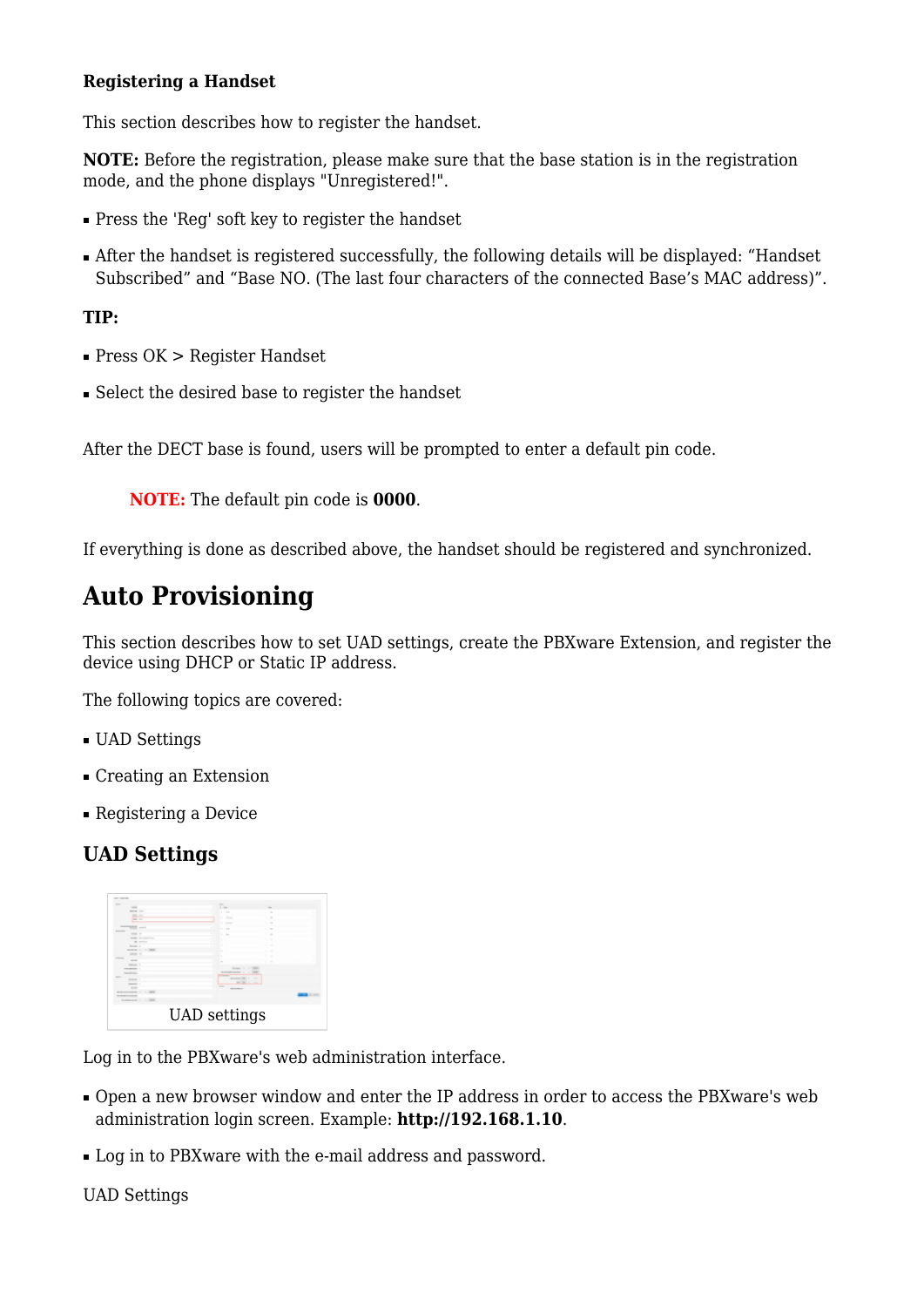#### Registering a Handset

This section describes how to register the handset.

**NOTE:** Before the registration, please make sure that the base station is in the registration mode, and the phone displays "Unregistered!".

- Press the 'Reg' soft key to register the handset
- After the handset is registered successfully, the following details will be displayed: “Handset Subscribed” and “Base NO. (The last four characters of the connected Base’s MAC address)”.

**TIP:**

- Press OK > Register Handset
- Select the desired base to register the handset

After the DECT base is found, users will be prompted to enter a default pin code.

> **NOTE:** The default pin code is **0000**.

If everything is done as described above, the handset should be registered and synchronized.

## Auto Provisioning

This section describes how to set UAD settings, create the PBXware Extension, and register the device using DHCP or Static IP address.

The following topics are covered:

- UAD Settings
- Creating an Extension
- Registering a Device

### UAD Settings

UAD settings

Log in to the PBXware's web administration interface.

- Open a new browser window and enter the IP address in order to access the PBXware's web administration login screen. Example: **http://192.168.1.10**.
- Log in to PBXware with the e-mail address and password.

UAD Settings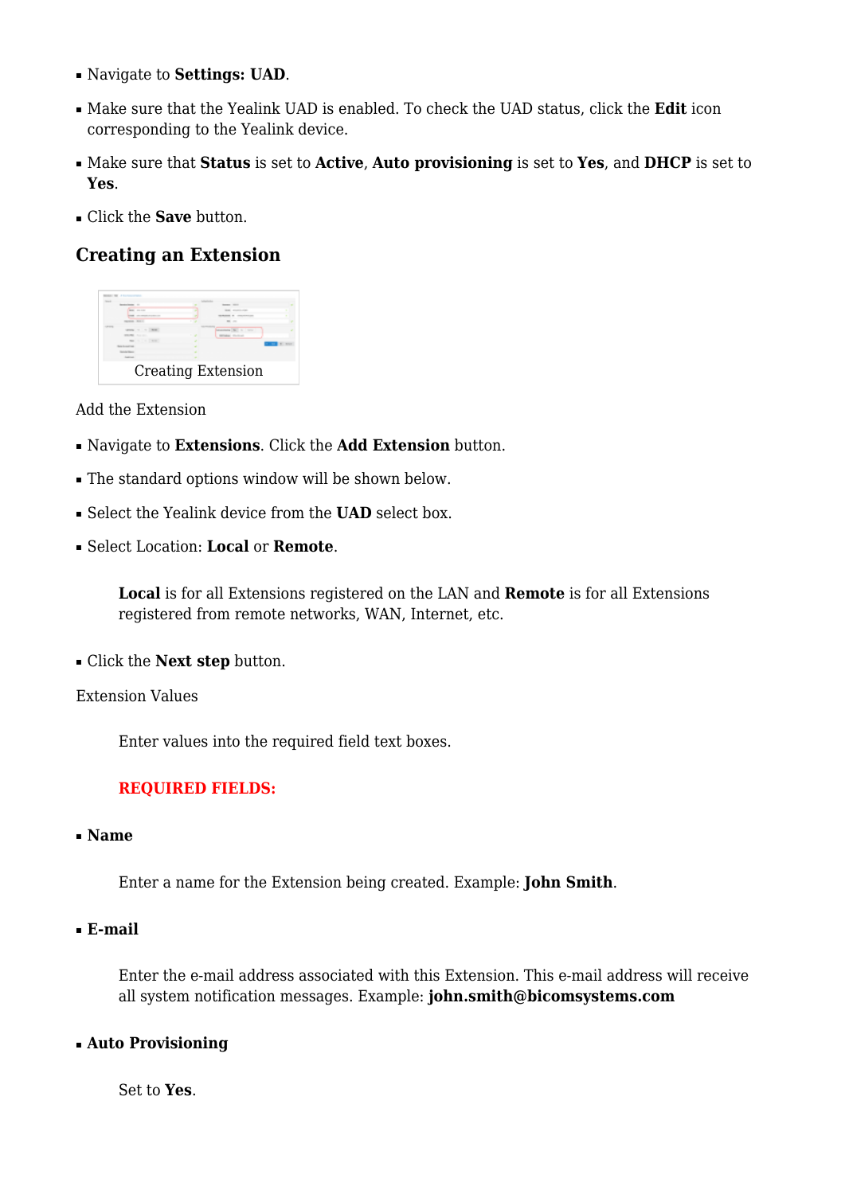- Navigate to **Settings: UAD**.
- Make sure that the Yealink UAD is enabled. To check the UAD status, click the **Edit** icon corresponding to the Yealink device.
- Make sure that **Status** is set to **Active**, **Auto provisioning** is set to **Yes**, and **DHCP** is set to **Yes**.
- Click the **Save** button.

## Creating an Extension

Creating Extension

Add the Extension

- Navigate to **Extensions**. Click the **Add Extension** button.
- The standard options window will be shown below.
- Select the Yealink device from the **UAD** select box.
- Select Location: **Local** or **Remote**.

  **Local** is for all Extensions registered on the LAN and **Remote** is for all Extensions registered from remote networks, WAN, Internet, etc.

- Click the **Next step** button.

Extension Values

Enter values into the required field text boxes.

**REQUIRED FIELDS:**

- **Name**

  Enter a name for the Extension being created. Example: **John Smith**.

- **E-mail**

  Enter the e-mail address associated with this Extension. This e-mail address will receive all system notification messages. Example: **john.smith@bicomsystems.com**

- **Auto Provisioning**

  Set to **Yes**.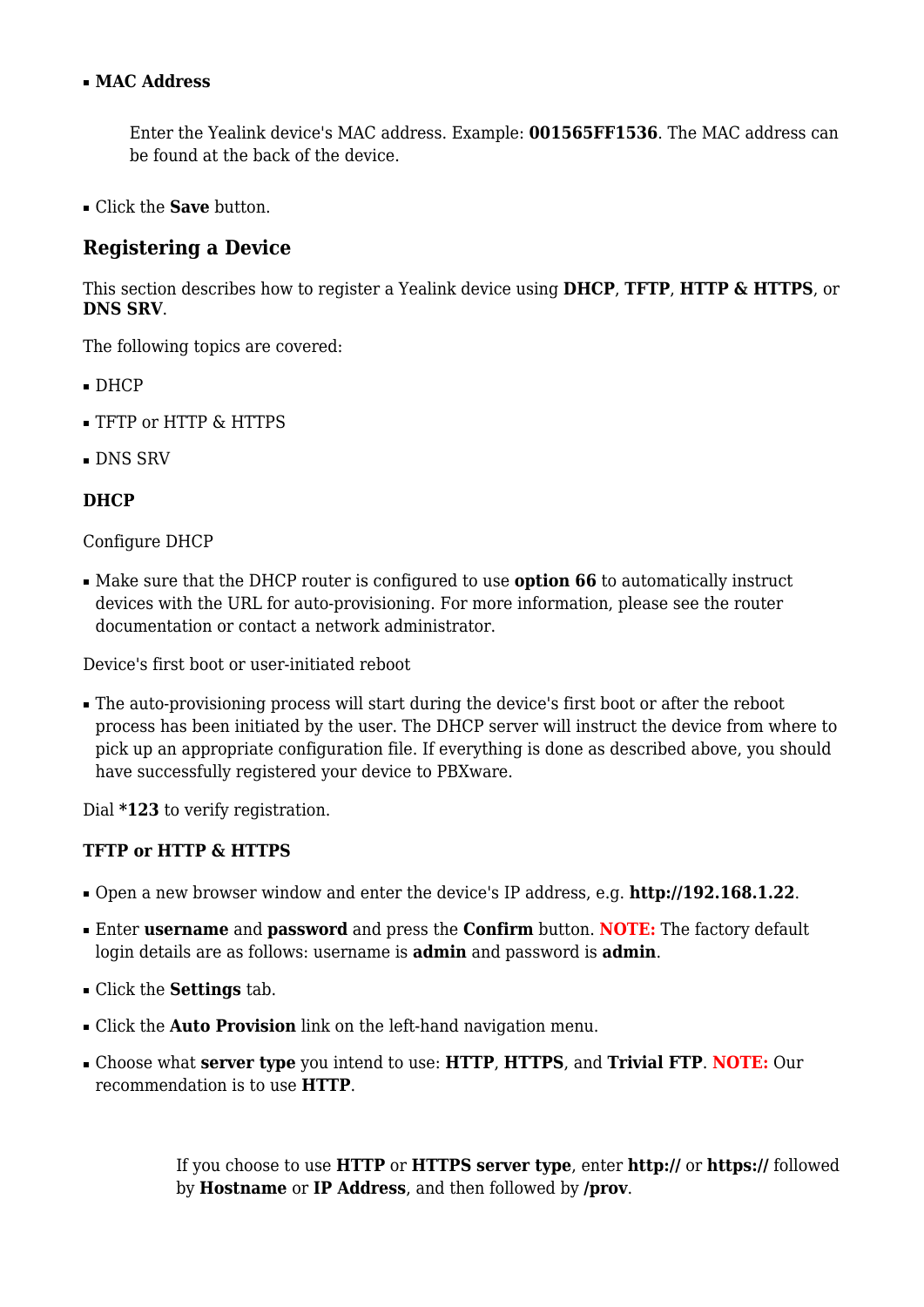- **MAC Address**

  Enter the Yealink device's MAC address. Example: **001565FF1536**. The MAC address can be found at the back of the device.

- Click the **Save** button.

## Registering a Device

This section describes how to register a Yealink device using **DHCP**, **TFTP**, **HTTP & HTTPS**, or **DNS SRV**.

The following topics are covered:

- DHCP
- TFTP or HTTP & HTTPS
- DNS SRV

### DHCP

Configure DHCP

- Make sure that the DHCP router is configured to use **option 66** to automatically instruct devices with the URL for auto-provisioning. For more information, please see the router documentation or contact a network administrator.

Device's first boot or user-initiated reboot

- The auto-provisioning process will start during the device's first boot or after the reboot process has been initiated by the user. The DHCP server will instruct the device from where to pick up an appropriate configuration file. If everything is done as described above, you should have successfully registered your device to PBXware.

Dial ***123** to verify registration.

### TFTP or HTTP & HTTPS

- Open a new browser window and enter the device's IP address, e.g. **http://192.168.1.22**.
- Enter **username** and **password** and press the **Confirm** button. **NOTE:** The factory default login details are as follows: username is **admin** and password is **admin**.
- Click the **Settings** tab.
- Click the **Auto Provision** link on the left-hand navigation menu.
- Choose what **server type** you intend to use: **HTTP**, **HTTPS**, and **Trivial FTP**. **NOTE:** Our recommendation is to use **HTTP**.

  If you choose to use **HTTP** or **HTTPS server type**, enter **http://** or **https://** followed by **Hostname** or **IP Address**, and then followed by **/prov**.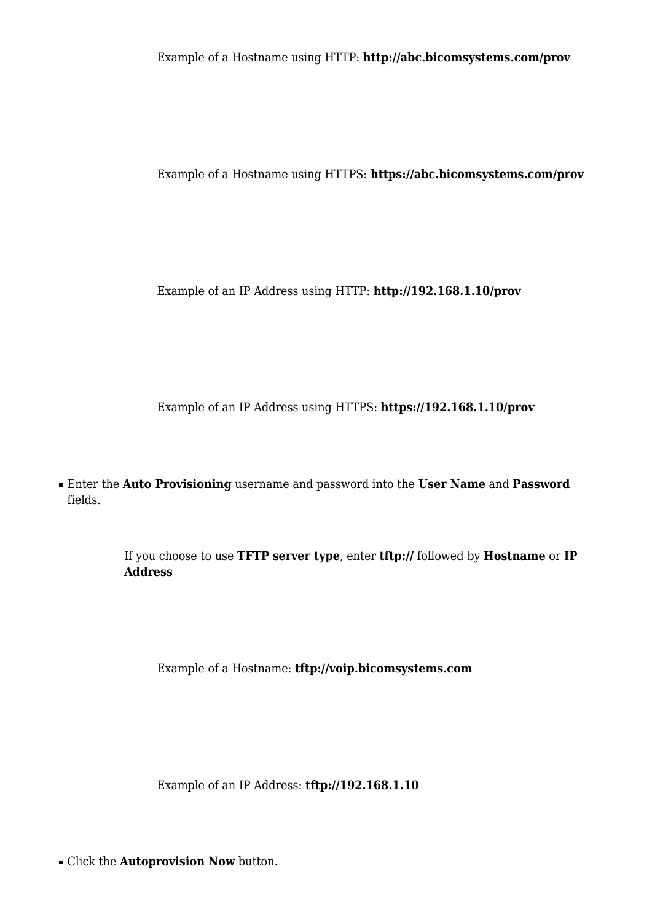Example of a Hostname using HTTP: **http://abc.bicomsystems.com/prov**

Example of a Hostname using HTTPS: **https://abc.bicomsystems.com/prov**

Example of an IP Address using HTTP: **http://192.168.1.10/prov**

Example of an IP Address using HTTPS: **https://192.168.1.10/prov**

- Enter the **Auto Provisioning** username and password into the **User Name** and **Password** fields.

If you choose to use **TFTP server type**, enter **tftp://** followed by **Hostname** or **IP Address**

Example of a Hostname: **tftp://voip.bicomsystems.com**

Example of an IP Address: **tftp://192.168.1.10**

- Click the **Autoprovision Now** button.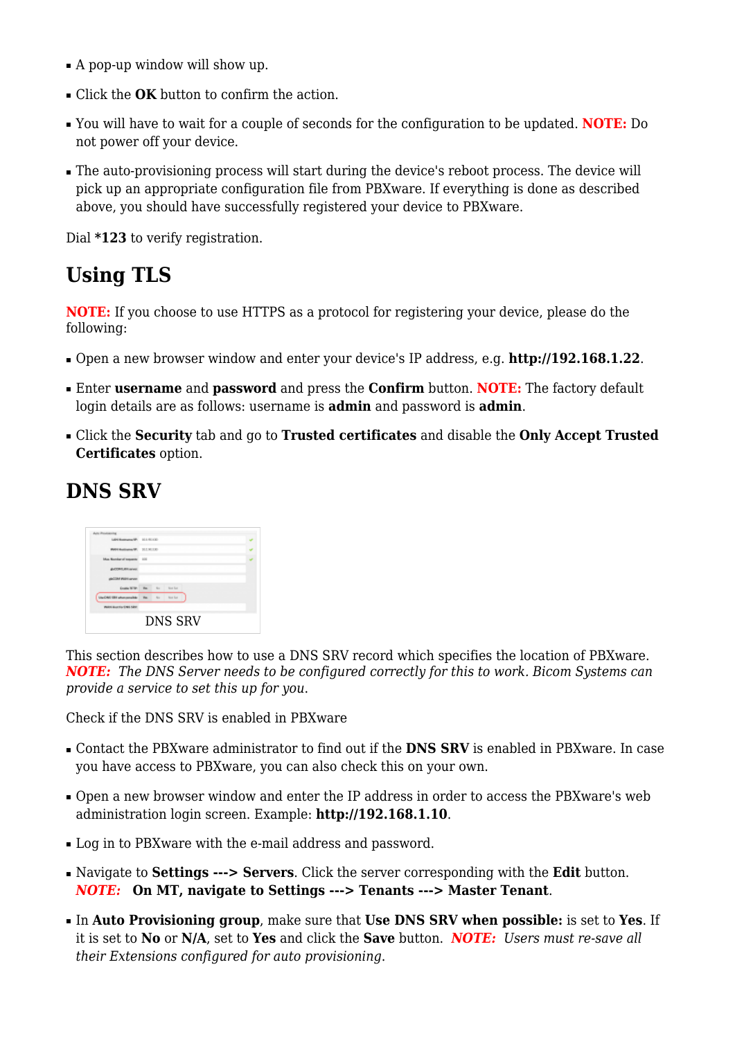- A pop-up window will show up.
- Click the **OK** button to confirm the action.
- You will have to wait for a couple of seconds for the configuration to be updated. **NOTE:** Do not power off your device.
- The auto-provisioning process will start during the device's reboot process. The device will pick up an appropriate configuration file from PBXware. If everything is done as described above, you should have successfully registered your device to PBXware.

Dial ***123** to verify registration.

## Using TLS

**NOTE:** If you choose to use HTTPS as a protocol for registering your device, please do the following:

- Open a new browser window and enter your device's IP address, e.g. **http://192.168.1.22**.
- Enter **username** and **password** and press the **Confirm** button. **NOTE:** The factory default login details are as follows: username is **admin** and password is **admin**.
- Click the **Security** tab and go to **Trusted certificates** and disable the **Only Accept Trusted Certificates** option.

## DNS SRV

DNS SRV

This section describes how to use a DNS SRV record which specifies the location of PBXware. ***NOTE:*** *The DNS Server needs to be configured correctly for this to work. Bicom Systems can provide a service to set this up for you.*

Check if the DNS SRV is enabled in PBXware

- Contact the PBXware administrator to find out if the **DNS SRV** is enabled in PBXware. In case you have access to PBXware, you can also check this on your own.
- Open a new browser window and enter the IP address in order to access the PBXware's web administration login screen. Example: **http://192.168.1.10**.
- Log in to PBXware with the e-mail address and password.
- Navigate to **Settings ---> Servers**. Click the server corresponding with the **Edit** button. ***NOTE:*** **On MT, navigate to Settings ---> Tenants ---> Master Tenant**.
- In **Auto Provisioning group**, make sure that **Use DNS SRV when possible:** is set to **Yes**. If it is set to **No** or **N/A**, set to **Yes** and click the **Save** button. ***NOTE:*** *Users must re-save all their Extensions configured for auto provisioning.*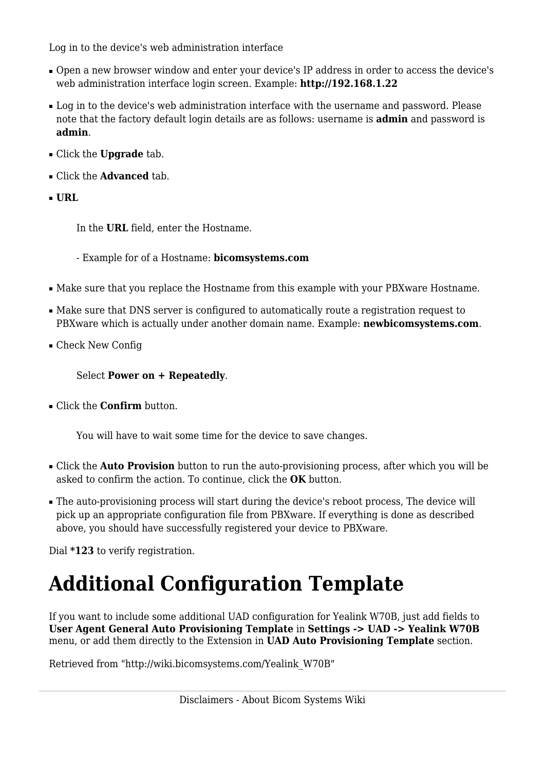Log in to the device's web administration interface

- Open a new browser window and enter your device's IP address in order to access the device's web administration interface login screen. Example: **http://192.168.1.22**
- Log in to the device's web administration interface with the username and password. Please note that the factory default login details are as follows: username is **admin** and password is **admin**.
- Click the **Upgrade** tab.
- Click the **Advanced** tab.
- **URL**

  In the **URL** field, enter the Hostname.

  - Example for of a Hostname: **bicomsystems.com**

- Make sure that you replace the Hostname from this example with your PBXware Hostname.
- Make sure that DNS server is configured to automatically route a registration request to PBXware which is actually under another domain name. Example: **newbicomsystems.com**.
- Check New Config

  Select **Power on + Repeatedly**.

- Click the **Confirm** button.

  You will have to wait some time for the device to save changes.

- Click the **Auto Provision** button to run the auto-provisioning process, after which you will be asked to confirm the action. To continue, click the **OK** button.
- The auto-provisioning process will start during the device's reboot process, The device will pick up an appropriate configuration file from PBXware. If everything is done as described above, you should have successfully registered your device to PBXware.

Dial **\*123** to verify registration.

# Additional Configuration Template

If you want to include some additional UAD configuration for Yealink W70B, just add fields to **User Agent General Auto Provisioning Template** in **Settings -> UAD -> Yealink W70B** menu, or add them directly to the Extension in **UAD Auto Provisioning Template** section.

Retrieved from "http://wiki.bicomsystems.com/Yealink_W70B"